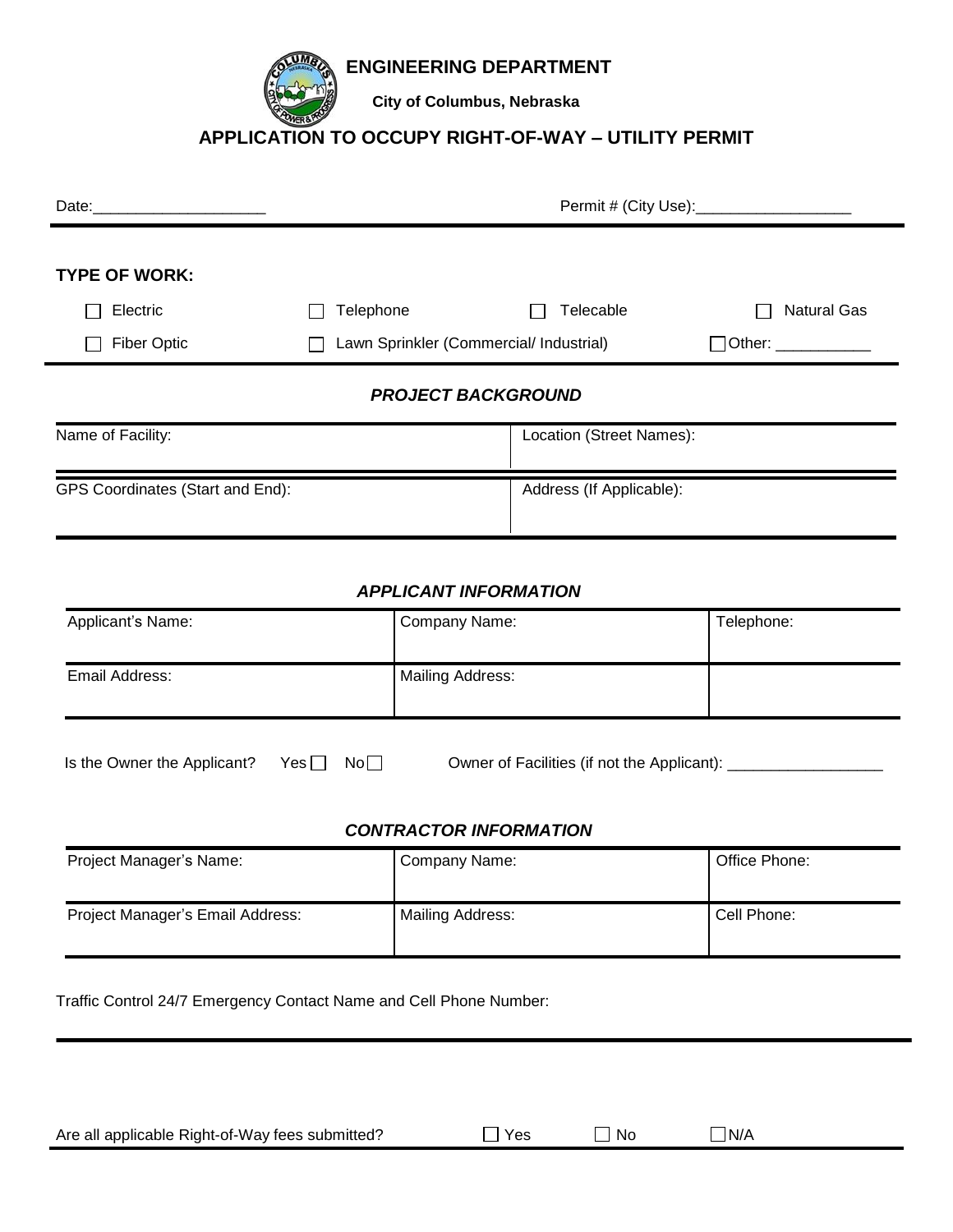**ENGINEERING DEPARTMENT**

**City of Columbus, Nebraska**

# APPLICATION TO OCCUPY RIGHT-OF-WAY – UTILITY PERMIT

Date:____________________ Permit # (City Use):__________________

**TYPE OF WORK:**

☐ Electric ☐ Telephone ☐ Telecable ☐ Natural Gas

☐ Fiber Optic ☐ Lawn Sprinkler (Commercial/ Industrial) ☐ Other: ___________

## *PROJECT BACKGROUND*

| Name of Facility: | Location (Street Names): |
|---|---|
| GPS Coordinates (Start and End): | Address (If Applicable): |

## *APPLICANT INFORMATION*

| Applicant's Name: | Company Name: | Telephone: |
|---|---|---|
| Email Address: | Mailing Address: | |

Is the Owner the Applicant? Yes ☐ No ☐ Owner of Facilities (if not the Applicant): __________________

## *CONTRACTOR INFORMATION*

| Project Manager's Name: | Company Name: | Office Phone: |
|---|---|---|
| Project Manager's Email Address: | Mailing Address: | Cell Phone: |

Traffic Control 24/7 Emergency Contact Name and Cell Phone Number:

Are all applicable Right-of-Way fees submitted? ☐ Yes ☐ No ☐ N/A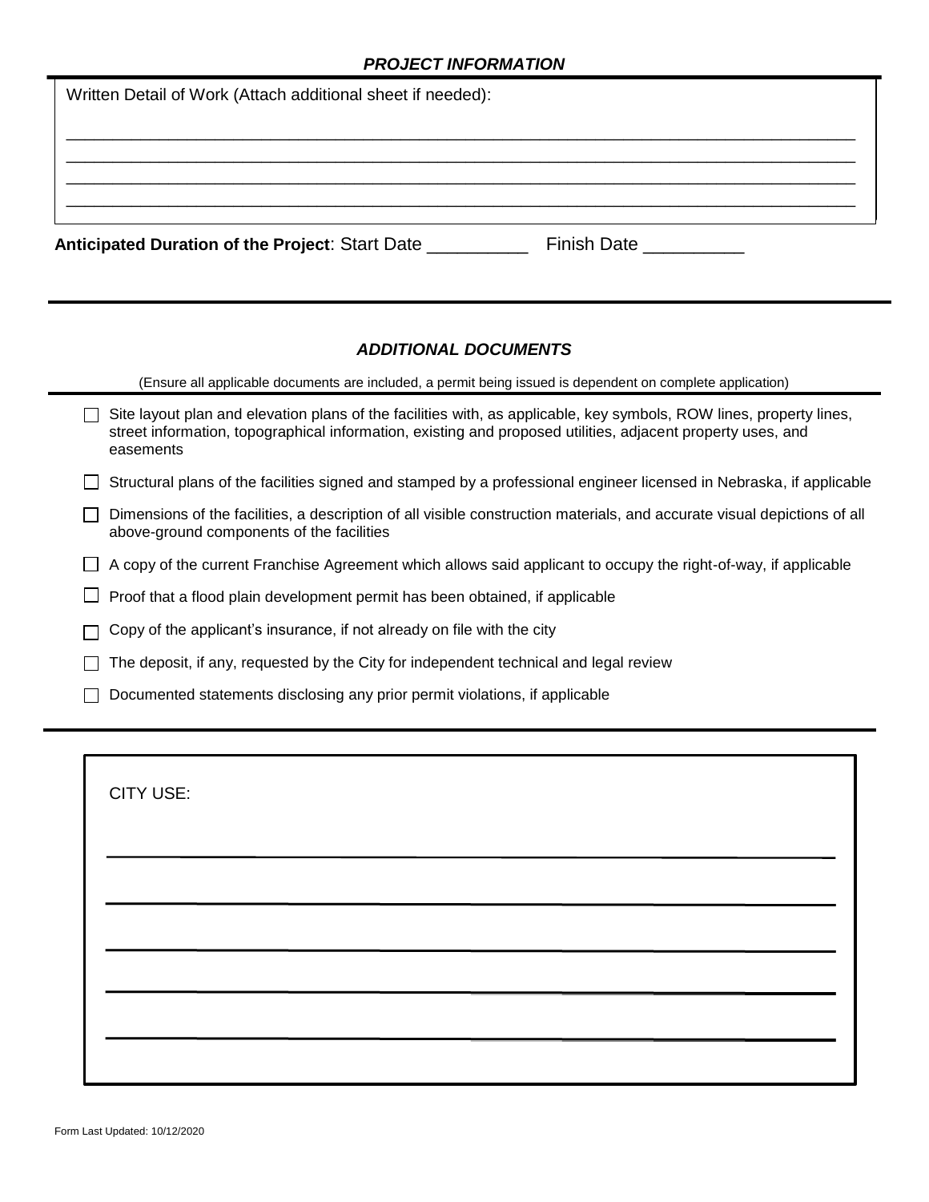***PROJECT INFORMATION***

Written Detail of Work (Attach additional sheet if needed):

\_\_\_\_\_\_\_\_\_\_\_\_\_\_\_\_\_\_\_\_\_\_\_\_\_\_\_\_\_\_\_\_\_\_\_\_\_\_\_\_\_\_\_\_\_\_\_\_\_\_\_\_\_\_\_\_\_\_\_\_\_\_\_\_\_\_\_\_\_\_\_\_\_\_\_\_

\_\_\_\_\_\_\_\_\_\_\_\_\_\_\_\_\_\_\_\_\_\_\_\_\_\_\_\_\_\_\_\_\_\_\_\_\_\_\_\_\_\_\_\_\_\_\_\_\_\_\_\_\_\_\_\_\_\_\_\_\_\_\_\_\_\_\_\_\_\_\_\_\_\_\_\_

\_\_\_\_\_\_\_\_\_\_\_\_\_\_\_\_\_\_\_\_\_\_\_\_\_\_\_\_\_\_\_\_\_\_\_\_\_\_\_\_\_\_\_\_\_\_\_\_\_\_\_\_\_\_\_\_\_\_\_\_\_\_\_\_\_\_\_\_\_\_\_\_\_\_\_\_

\_\_\_\_\_\_\_\_\_\_\_\_\_\_\_\_\_\_\_\_\_\_\_\_\_\_\_\_\_\_\_\_\_\_\_\_\_\_\_\_\_\_\_\_\_\_\_\_\_\_\_\_\_\_\_\_\_\_\_\_\_\_\_\_\_\_\_\_\_\_\_\_\_\_\_\_

**Anticipated Duration of the Project**: Start Date \_\_\_\_\_\_\_\_\_\_ Finish Date \_\_\_\_\_\_\_\_\_\_

***ADDITIONAL DOCUMENTS***

(Ensure all applicable documents are included, a permit being issued is dependent on complete application)

- ☐ Site layout plan and elevation plans of the facilities with, as applicable, key symbols, ROW lines, property lines, street information, topographical information, existing and proposed utilities, adjacent property uses, and easements
- ☐ Structural plans of the facilities signed and stamped by a professional engineer licensed in Nebraska, if applicable
- ☐ Dimensions of the facilities, a description of all visible construction materials, and accurate visual depictions of all above-ground components of the facilities
- ☐ A copy of the current Franchise Agreement which allows said applicant to occupy the right-of-way, if applicable
- ☐ Proof that a flood plain development permit has been obtained, if applicable
- ☐ Copy of the applicant's insurance, if not already on file with the city
- ☐ The deposit, if any, requested by the City for independent technical and legal review
- ☐ Documented statements disclosing any prior permit violations, if applicable

CITY USE:

\_\_\_\_\_\_\_\_\_\_\_\_\_\_\_\_\_\_\_\_\_\_\_\_\_\_\_\_\_\_\_\_\_\_\_\_\_\_\_\_\_\_\_\_\_\_\_\_\_\_\_\_\_\_\_\_\_\_\_\_\_\_\_\_\_\_\_\_\_\_

\_\_\_\_\_\_\_\_\_\_\_\_\_\_\_\_\_\_\_\_\_\_\_\_\_\_\_\_\_\_\_\_\_\_\_\_\_\_\_\_\_\_\_\_\_\_\_\_\_\_\_\_\_\_\_\_\_\_\_\_\_\_\_\_\_\_\_\_\_\_

\_\_\_\_\_\_\_\_\_\_\_\_\_\_\_\_\_\_\_\_\_\_\_\_\_\_\_\_\_\_\_\_\_\_\_\_\_\_\_\_\_\_\_\_\_\_\_\_\_\_\_\_\_\_\_\_\_\_\_\_\_\_\_\_\_\_\_\_\_\_

\_\_\_\_\_\_\_\_\_\_\_\_\_\_\_\_\_\_\_\_\_\_\_\_\_\_\_\_\_\_\_\_\_\_\_\_\_\_\_\_\_\_\_\_\_\_\_\_\_\_\_\_\_\_\_\_\_\_\_\_\_\_\_\_\_\_\_\_\_\_

\_\_\_\_\_\_\_\_\_\_\_\_\_\_\_\_\_\_\_\_\_\_\_\_\_\_\_\_\_\_\_\_\_\_\_\_\_\_\_\_\_\_\_\_\_\_\_\_\_\_\_\_\_\_\_\_\_\_\_\_\_\_\_\_\_\_\_\_\_\_

Form Last Updated: 10/12/2020